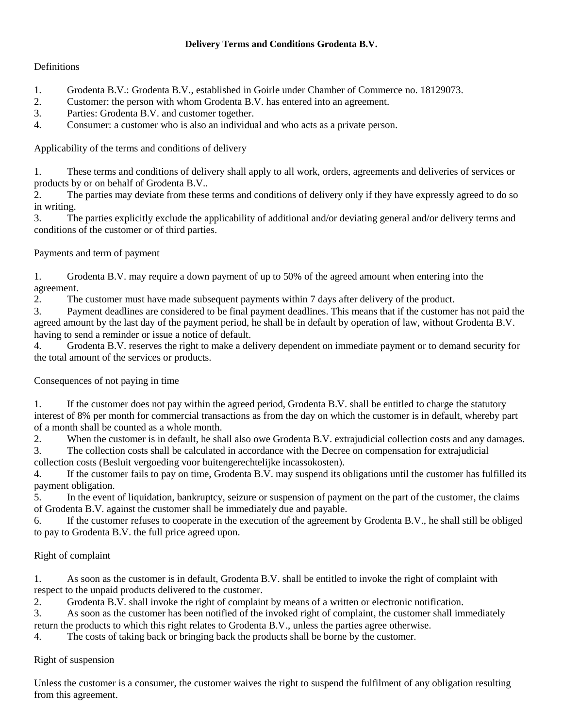# Delivery Terms and Conditions Grodenta B.V.

## Definitions

1. Grodenta B.V.: Grodenta B.V., established in Goirle under Chamber of Commerce no. 18129073.
2. Customer: the person with whom Grodenta B.V. has entered into an agreement.
3. Parties: Grodenta B.V. and customer together.
4. Consumer: a customer who is also an individual and who acts as a private person.

## Applicability of the terms and conditions of delivery

1. These terms and conditions of delivery shall apply to all work, orders, agreements and deliveries of services or products by or on behalf of Grodenta B.V..
2. The parties may deviate from these terms and conditions of delivery only if they have expressly agreed to do so in writing.
3. The parties explicitly exclude the applicability of additional and/or deviating general and/or delivery terms and conditions of the customer or of third parties.

## Payments and term of payment

1. Grodenta B.V. may require a down payment of up to 50% of the agreed amount when entering into the agreement.
2. The customer must have made subsequent payments within 7 days after delivery of the product.
3. Payment deadlines are considered to be final payment deadlines. This means that if the customer has not paid the agreed amount by the last day of the payment period, he shall be in default by operation of law, without Grodenta B.V. having to send a reminder or issue a notice of default.
4. Grodenta B.V. reserves the right to make a delivery dependent on immediate payment or to demand security for the total amount of the services or products.

## Consequences of not paying in time

1. If the customer does not pay within the agreed period, Grodenta B.V. shall be entitled to charge the statutory interest of 8% per month for commercial transactions as from the day on which the customer is in default, whereby part of a month shall be counted as a whole month.
2. When the customer is in default, he shall also owe Grodenta B.V. extrajudicial collection costs and any damages.
3. The collection costs shall be calculated in accordance with the Decree on compensation for extrajudicial collection costs (Besluit vergoeding voor buitengerechtelijke incassokosten).
4. If the customer fails to pay on time, Grodenta B.V. may suspend its obligations until the customer has fulfilled its payment obligation.
5. In the event of liquidation, bankruptcy, seizure or suspension of payment on the part of the customer, the claims of Grodenta B.V. against the customer shall be immediately due and payable.
6. If the customer refuses to cooperate in the execution of the agreement by Grodenta B.V., he shall still be obliged to pay to Grodenta B.V. the full price agreed upon.

## Right of complaint

1. As soon as the customer is in default, Grodenta B.V. shall be entitled to invoke the right of complaint with respect to the unpaid products delivered to the customer.
2. Grodenta B.V. shall invoke the right of complaint by means of a written or electronic notification.
3. As soon as the customer has been notified of the invoked right of complaint, the customer shall immediately return the products to which this right relates to Grodenta B.V., unless the parties agree otherwise.
4. The costs of taking back or bringing back the products shall be borne by the customer.

## Right of suspension

Unless the customer is a consumer, the customer waives the right to suspend the fulfilment of any obligation resulting from this agreement.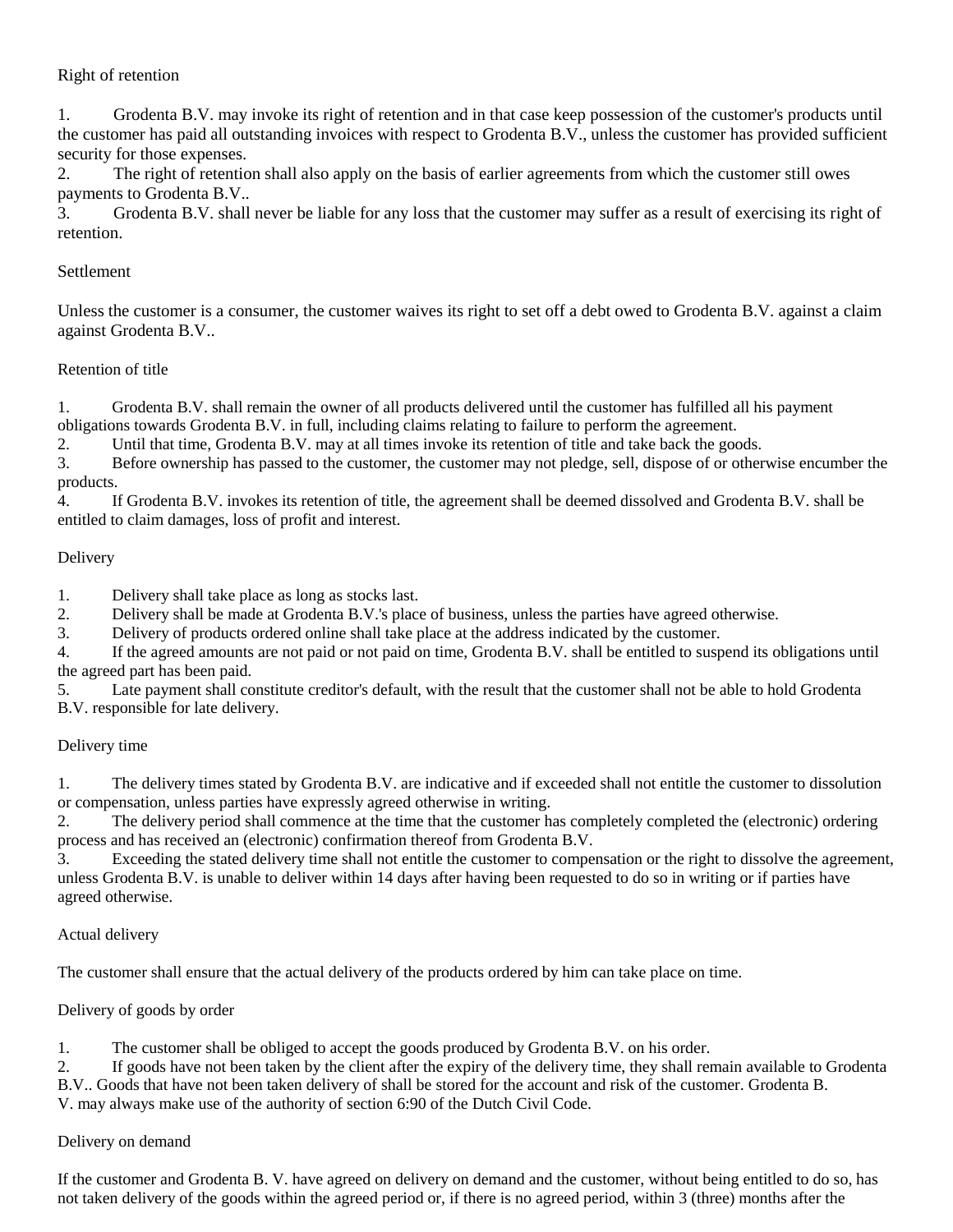## Right of retention

1. Grodenta B.V. may invoke its right of retention and in that case keep possession of the customer's products until the customer has paid all outstanding invoices with respect to Grodenta B.V., unless the customer has provided sufficient security for those expenses.
2. The right of retention shall also apply on the basis of earlier agreements from which the customer still owes payments to Grodenta B.V..
3. Grodenta B.V. shall never be liable for any loss that the customer may suffer as a result of exercising its right of retention.

## Settlement

Unless the customer is a consumer, the customer waives its right to set off a debt owed to Grodenta B.V. against a claim against Grodenta B.V..

## Retention of title

1. Grodenta B.V. shall remain the owner of all products delivered until the customer has fulfilled all his payment obligations towards Grodenta B.V. in full, including claims relating to failure to perform the agreement.
2. Until that time, Grodenta B.V. may at all times invoke its retention of title and take back the goods.
3. Before ownership has passed to the customer, the customer may not pledge, sell, dispose of or otherwise encumber the products.
4. If Grodenta B.V. invokes its retention of title, the agreement shall be deemed dissolved and Grodenta B.V. shall be entitled to claim damages, loss of profit and interest.

## Delivery

1. Delivery shall take place as long as stocks last.
2. Delivery shall be made at Grodenta B.V.'s place of business, unless the parties have agreed otherwise.
3. Delivery of products ordered online shall take place at the address indicated by the customer.
4. If the agreed amounts are not paid or not paid on time, Grodenta B.V. shall be entitled to suspend its obligations until the agreed part has been paid.
5. Late payment shall constitute creditor's default, with the result that the customer shall not be able to hold Grodenta B.V. responsible for late delivery.

## Delivery time

1. The delivery times stated by Grodenta B.V. are indicative and if exceeded shall not entitle the customer to dissolution or compensation, unless parties have expressly agreed otherwise in writing.
2. The delivery period shall commence at the time that the customer has completely completed the (electronic) ordering process and has received an (electronic) confirmation thereof from Grodenta B.V.
3. Exceeding the stated delivery time shall not entitle the customer to compensation or the right to dissolve the agreement, unless Grodenta B.V. is unable to deliver within 14 days after having been requested to do so in writing or if parties have agreed otherwise.

## Actual delivery

The customer shall ensure that the actual delivery of the products ordered by him can take place on time.

## Delivery of goods by order

1. The customer shall be obliged to accept the goods produced by Grodenta B.V. on his order.
2. If goods have not been taken by the client after the expiry of the delivery time, they shall remain available to Grodenta B.V.. Goods that have not been taken delivery of shall be stored for the account and risk of the customer. Grodenta B.V. may always make use of the authority of section 6:90 of the Dutch Civil Code.

## Delivery on demand

If the customer and Grodenta B. V. have agreed on delivery on demand and the customer, without being entitled to do so, has not taken delivery of the goods within the agreed period or, if there is no agreed period, within 3 (three) months after the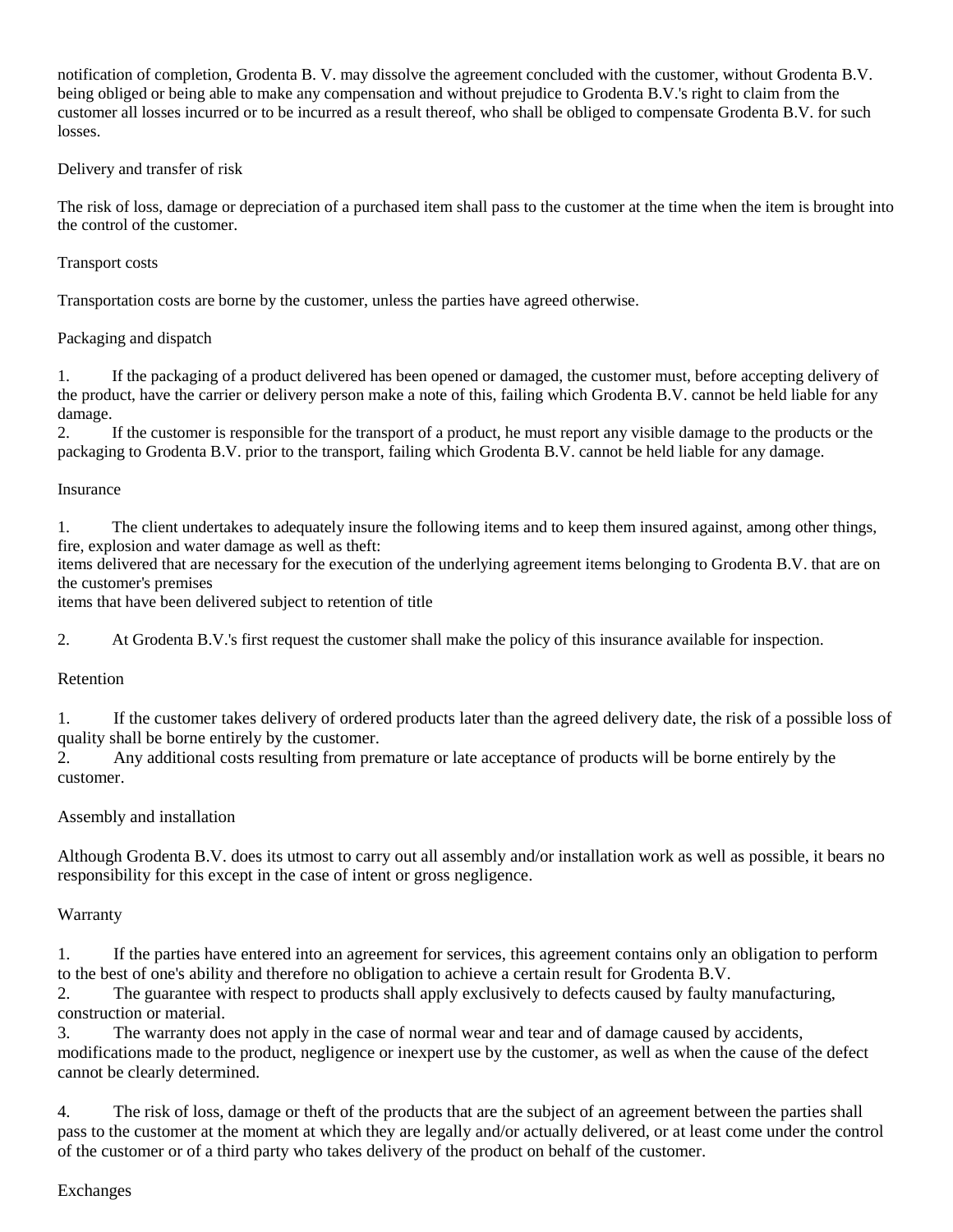notification of completion, Grodenta B. V. may dissolve the agreement concluded with the customer, without Grodenta B.V. being obliged or being able to make any compensation and without prejudice to Grodenta B.V.'s right to claim from the customer all losses incurred or to be incurred as a result thereof, who shall be obliged to compensate Grodenta B.V. for such losses.

## Delivery and transfer of risk

The risk of loss, damage or depreciation of a purchased item shall pass to the customer at the time when the item is brought into the control of the customer.

## Transport costs

Transportation costs are borne by the customer, unless the parties have agreed otherwise.

## Packaging and dispatch

1. If the packaging of a product delivered has been opened or damaged, the customer must, before accepting delivery of the product, have the carrier or delivery person make a note of this, failing which Grodenta B.V. cannot be held liable for any damage.
2. If the customer is responsible for the transport of a product, he must report any visible damage to the products or the packaging to Grodenta B.V. prior to the transport, failing which Grodenta B.V. cannot be held liable for any damage.

## Insurance

1. The client undertakes to adequately insure the following items and to keep them insured against, among other things, fire, explosion and water damage as well as theft:
items delivered that are necessary for the execution of the underlying agreement items belonging to Grodenta B.V. that are on the customer's premises
items that have been delivered subject to retention of title

2. At Grodenta B.V.'s first request the customer shall make the policy of this insurance available for inspection.

## Retention

1. If the customer takes delivery of ordered products later than the agreed delivery date, the risk of a possible loss of quality shall be borne entirely by the customer.
2. Any additional costs resulting from premature or late acceptance of products will be borne entirely by the customer.

## Assembly and installation

Although Grodenta B.V. does its utmost to carry out all assembly and/or installation work as well as possible, it bears no responsibility for this except in the case of intent or gross negligence.

## Warranty

1. If the parties have entered into an agreement for services, this agreement contains only an obligation to perform to the best of one's ability and therefore no obligation to achieve a certain result for Grodenta B.V.
2. The guarantee with respect to products shall apply exclusively to defects caused by faulty manufacturing, construction or material.
3. The warranty does not apply in the case of normal wear and tear and of damage caused by accidents, modifications made to the product, negligence or inexpert use by the customer, as well as when the cause of the defect cannot be clearly determined.

4. The risk of loss, damage or theft of the products that are the subject of an agreement between the parties shall pass to the customer at the moment at which they are legally and/or actually delivered, or at least come under the control of the customer or of a third party who takes delivery of the product on behalf of the customer.

## Exchanges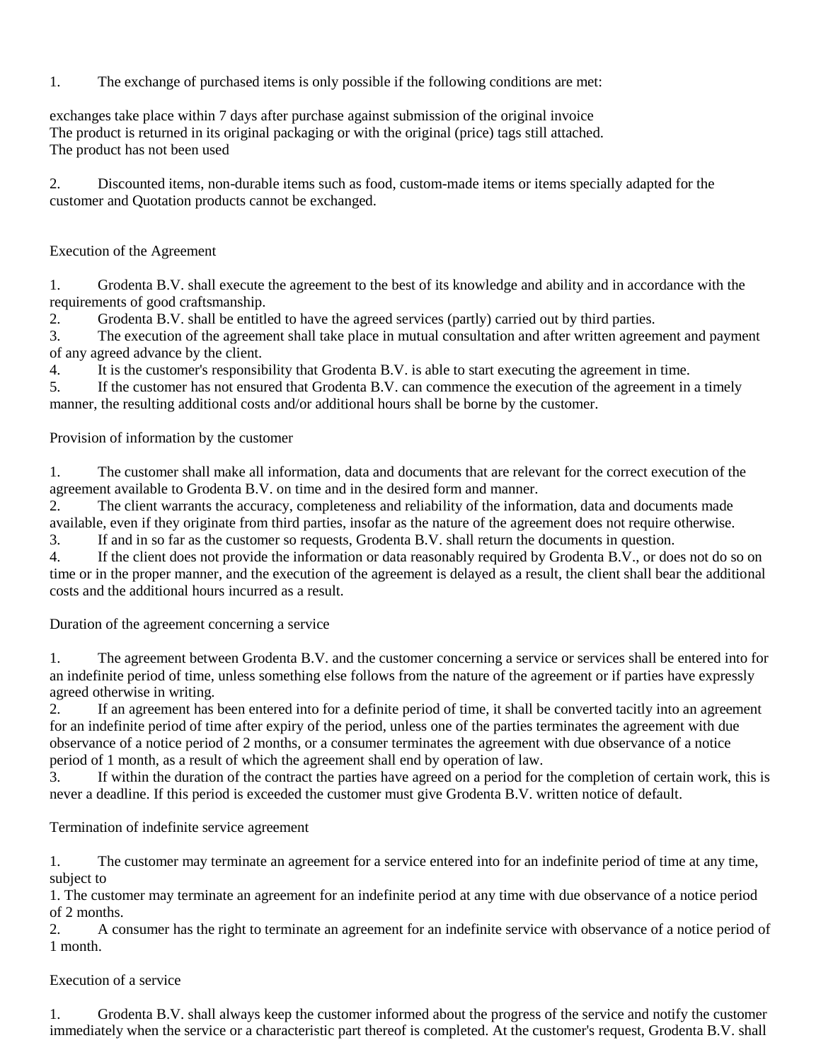1. The exchange of purchased items is only possible if the following conditions are met:

exchanges take place within 7 days after purchase against submission of the original invoice
The product is returned in its original packaging or with the original (price) tags still attached.
The product has not been used

2. Discounted items, non-durable items such as food, custom-made items or items specially adapted for the customer and Quotation products cannot be exchanged.

## Execution of the Agreement

1. Grodenta B.V. shall execute the agreement to the best of its knowledge and ability and in accordance with the requirements of good craftsmanship.
2. Grodenta B.V. shall be entitled to have the agreed services (partly) carried out by third parties.
3. The execution of the agreement shall take place in mutual consultation and after written agreement and payment of any agreed advance by the client.
4. It is the customer's responsibility that Grodenta B.V. is able to start executing the agreement in time.
5. If the customer has not ensured that Grodenta B.V. can commence the execution of the agreement in a timely manner, the resulting additional costs and/or additional hours shall be borne by the customer.

## Provision of information by the customer

1. The customer shall make all information, data and documents that are relevant for the correct execution of the agreement available to Grodenta B.V. on time and in the desired form and manner.
2. The client warrants the accuracy, completeness and reliability of the information, data and documents made available, even if they originate from third parties, insofar as the nature of the agreement does not require otherwise.
3. If and in so far as the customer so requests, Grodenta B.V. shall return the documents in question.
4. If the client does not provide the information or data reasonably required by Grodenta B.V., or does not do so on time or in the proper manner, and the execution of the agreement is delayed as a result, the client shall bear the additional costs and the additional hours incurred as a result.

## Duration of the agreement concerning a service

1. The agreement between Grodenta B.V. and the customer concerning a service or services shall be entered into for an indefinite period of time, unless something else follows from the nature of the agreement or if parties have expressly agreed otherwise in writing.
2. If an agreement has been entered into for a definite period of time, it shall be converted tacitly into an agreement for an indefinite period of time after expiry of the period, unless one of the parties terminates the agreement with due observance of a notice period of 2 months, or a consumer terminates the agreement with due observance of a notice period of 1 month, as a result of which the agreement shall end by operation of law.
3. If within the duration of the contract the parties have agreed on a period for the completion of certain work, this is never a deadline. If this period is exceeded the customer must give Grodenta B.V. written notice of default.

## Termination of indefinite service agreement

1. The customer may terminate an agreement for a service entered into for an indefinite period of time at any time, subject to
1. The customer may terminate an agreement for an indefinite period at any time with due observance of a notice period of 2 months.
2. A consumer has the right to terminate an agreement for an indefinite service with observance of a notice period of 1 month.

## Execution of a service

1. Grodenta B.V. shall always keep the customer informed about the progress of the service and notify the customer immediately when the service or a characteristic part thereof is completed. At the customer's request, Grodenta B.V. shall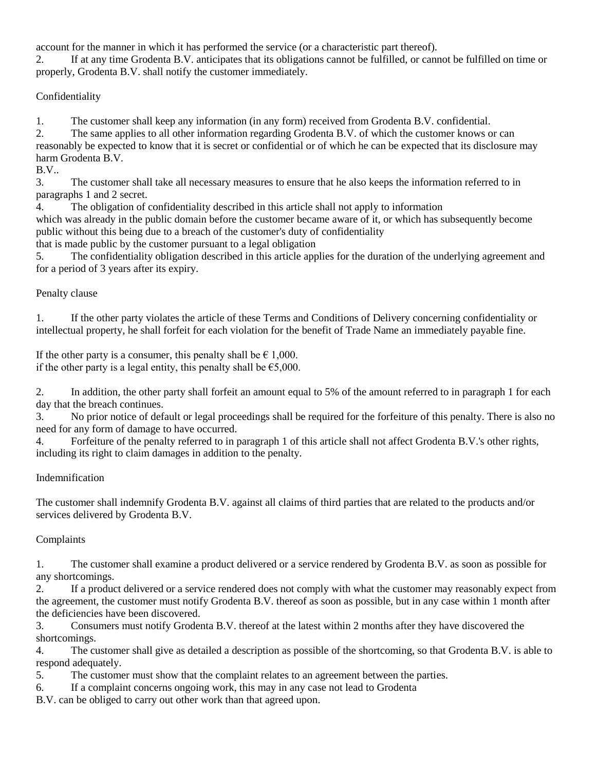account for the manner in which it has performed the service (or a characteristic part thereof).

2. If at any time Grodenta B.V. anticipates that its obligations cannot be fulfilled, or cannot be fulfilled on time or properly, Grodenta B.V. shall notify the customer immediately.

## Confidentiality

1. The customer shall keep any information (in any form) received from Grodenta B.V. confidential.
2. The same applies to all other information regarding Grodenta B.V. of which the customer knows or can reasonably be expected to know that it is secret or confidential or of which he can be expected that its disclosure may harm Grodenta B.V.
B.V..
3. The customer shall take all necessary measures to ensure that he also keeps the information referred to in paragraphs 1 and 2 secret.
4. The obligation of confidentiality described in this article shall not apply to information
which was already in the public domain before the customer became aware of it, or which has subsequently become public without this being due to a breach of the customer's duty of confidentiality
that is made public by the customer pursuant to a legal obligation
5. The confidentiality obligation described in this article applies for the duration of the underlying agreement and for a period of 3 years after its expiry.

## Penalty clause

1. If the other party violates the article of these Terms and Conditions of Delivery concerning confidentiality or intellectual property, he shall forfeit for each violation for the benefit of Trade Name an immediately payable fine.

If the other party is a consumer, this penalty shall be € 1,000.
if the other party is a legal entity, this penalty shall be €5,000.

2. In addition, the other party shall forfeit an amount equal to 5% of the amount referred to in paragraph 1 for each day that the breach continues.
3. No prior notice of default or legal proceedings shall be required for the forfeiture of this penalty. There is also no need for any form of damage to have occurred.
4. Forfeiture of the penalty referred to in paragraph 1 of this article shall not affect Grodenta B.V.'s other rights, including its right to claim damages in addition to the penalty.

## Indemnification

The customer shall indemnify Grodenta B.V. against all claims of third parties that are related to the products and/or services delivered by Grodenta B.V.

## Complaints

1. The customer shall examine a product delivered or a service rendered by Grodenta B.V. as soon as possible for any shortcomings.
2. If a product delivered or a service rendered does not comply with what the customer may reasonably expect from the agreement, the customer must notify Grodenta B.V. thereof as soon as possible, but in any case within 1 month after the deficiencies have been discovered.
3. Consumers must notify Grodenta B.V. thereof at the latest within 2 months after they have discovered the shortcomings.
4. The customer shall give as detailed a description as possible of the shortcoming, so that Grodenta B.V. is able to respond adequately.
5. The customer must show that the complaint relates to an agreement between the parties.
6. If a complaint concerns ongoing work, this may in any case not lead to Grodenta B.V. can be obliged to carry out other work than that agreed upon.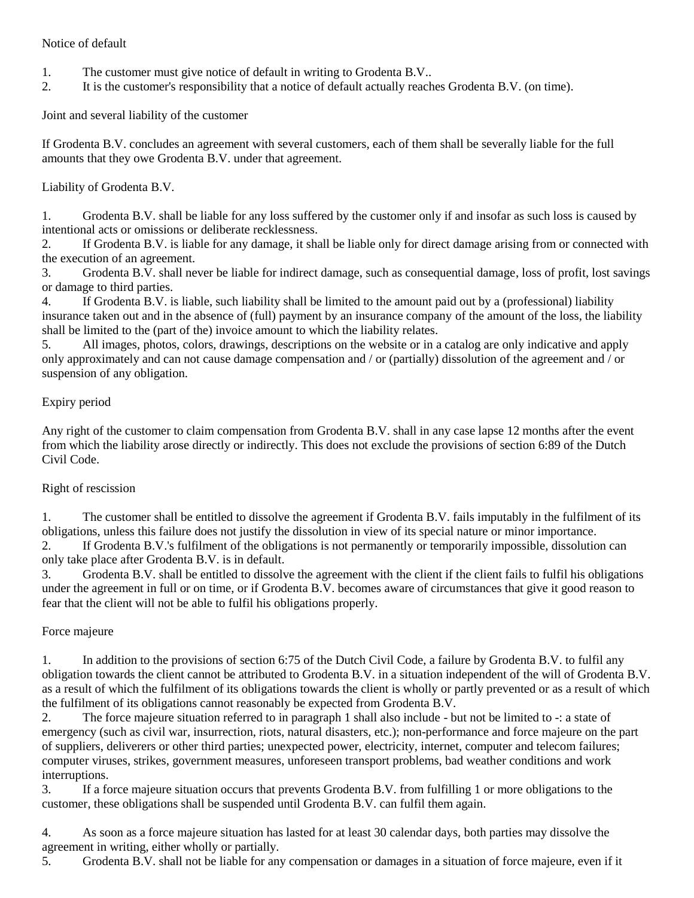## Notice of default

1. The customer must give notice of default in writing to Grodenta B.V..
2. It is the customer's responsibility that a notice of default actually reaches Grodenta B.V. (on time).

## Joint and several liability of the customer

If Grodenta B.V. concludes an agreement with several customers, each of them shall be severally liable for the full amounts that they owe Grodenta B.V. under that agreement.

## Liability of Grodenta B.V.

1. Grodenta B.V. shall be liable for any loss suffered by the customer only if and insofar as such loss is caused by intentional acts or omissions or deliberate recklessness.
2. If Grodenta B.V. is liable for any damage, it shall be liable only for direct damage arising from or connected with the execution of an agreement.
3. Grodenta B.V. shall never be liable for indirect damage, such as consequential damage, loss of profit, lost savings or damage to third parties.
4. If Grodenta B.V. is liable, such liability shall be limited to the amount paid out by a (professional) liability insurance taken out and in the absence of (full) payment by an insurance company of the amount of the loss, the liability shall be limited to the (part of the) invoice amount to which the liability relates.
5. All images, photos, colors, drawings, descriptions on the website or in a catalog are only indicative and apply only approximately and can not cause damage compensation and / or (partially) dissolution of the agreement and / or suspension of any obligation.

## Expiry period

Any right of the customer to claim compensation from Grodenta B.V. shall in any case lapse 12 months after the event from which the liability arose directly or indirectly. This does not exclude the provisions of section 6:89 of the Dutch Civil Code.

## Right of rescission

1. The customer shall be entitled to dissolve the agreement if Grodenta B.V. fails imputably in the fulfilment of its obligations, unless this failure does not justify the dissolution in view of its special nature or minor importance.
2. If Grodenta B.V.'s fulfilment of the obligations is not permanently or temporarily impossible, dissolution can only take place after Grodenta B.V. is in default.
3. Grodenta B.V. shall be entitled to dissolve the agreement with the client if the client fails to fulfil his obligations under the agreement in full or on time, or if Grodenta B.V. becomes aware of circumstances that give it good reason to fear that the client will not be able to fulfil his obligations properly.

## Force majeure

1. In addition to the provisions of section 6:75 of the Dutch Civil Code, a failure by Grodenta B.V. to fulfil any obligation towards the client cannot be attributed to Grodenta B.V. in a situation independent of the will of Grodenta B.V. as a result of which the fulfilment of its obligations towards the client is wholly or partly prevented or as a result of which the fulfilment of its obligations cannot reasonably be expected from Grodenta B.V.
2. The force majeure situation referred to in paragraph 1 shall also include - but not be limited to -: a state of emergency (such as civil war, insurrection, riots, natural disasters, etc.); non-performance and force majeure on the part of suppliers, deliverers or other third parties; unexpected power, electricity, internet, computer and telecom failures; computer viruses, strikes, government measures, unforeseen transport problems, bad weather conditions and work interruptions.
3. If a force majeure situation occurs that prevents Grodenta B.V. from fulfilling 1 or more obligations to the customer, these obligations shall be suspended until Grodenta B.V. can fulfil them again.
4. As soon as a force majeure situation has lasted for at least 30 calendar days, both parties may dissolve the agreement in writing, either wholly or partially.
5. Grodenta B.V. shall not be liable for any compensation or damages in a situation of force majeure, even if it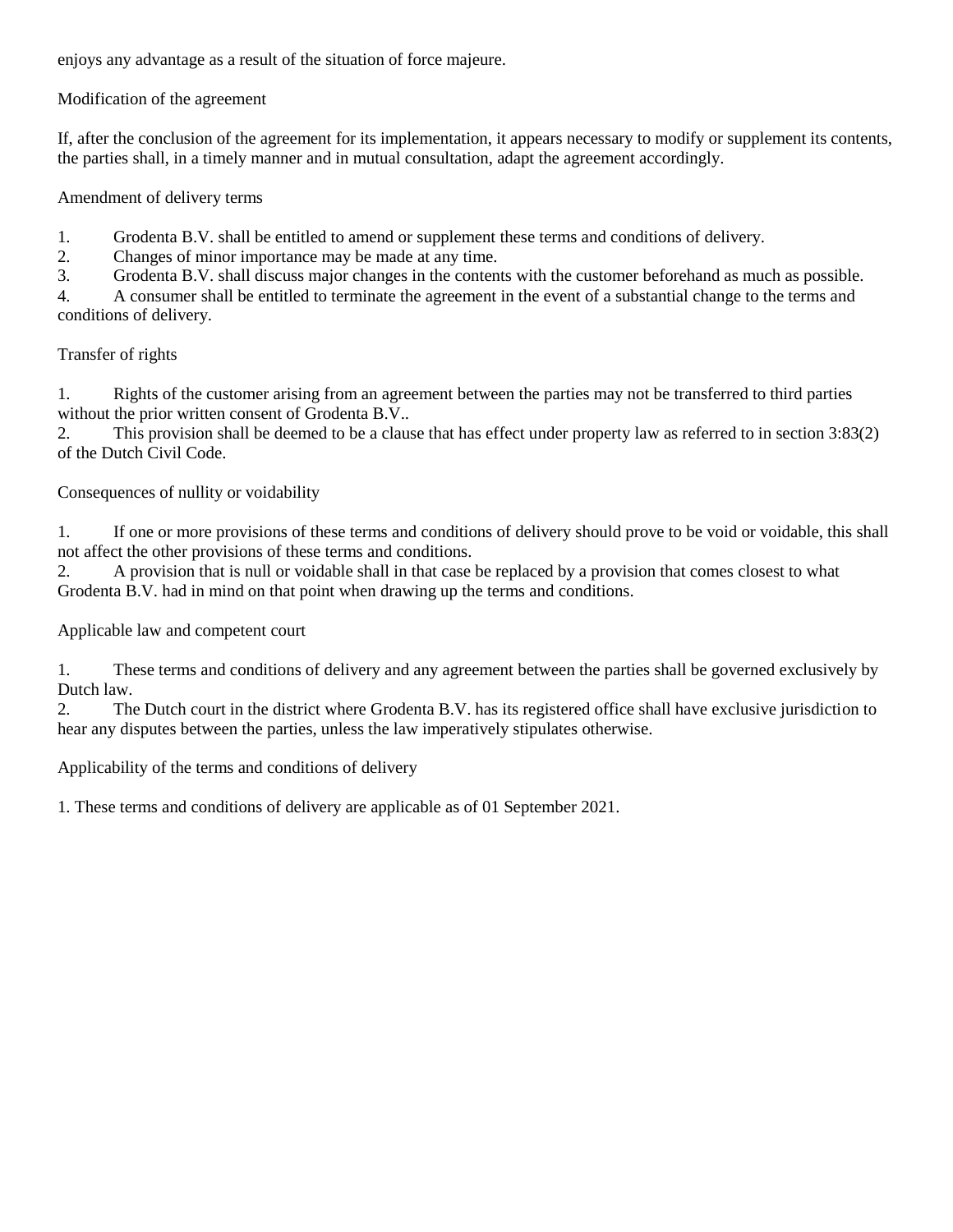enjoys any advantage as a result of the situation of force majeure.

## Modification of the agreement

If, after the conclusion of the agreement for its implementation, it appears necessary to modify or supplement its contents, the parties shall, in a timely manner and in mutual consultation, adapt the agreement accordingly.

## Amendment of delivery terms

1. Grodenta B.V. shall be entitled to amend or supplement these terms and conditions of delivery.
2. Changes of minor importance may be made at any time.
3. Grodenta B.V. shall discuss major changes in the contents with the customer beforehand as much as possible.
4. A consumer shall be entitled to terminate the agreement in the event of a substantial change to the terms and conditions of delivery.

## Transfer of rights

1. Rights of the customer arising from an agreement between the parties may not be transferred to third parties without the prior written consent of Grodenta B.V..
2. This provision shall be deemed to be a clause that has effect under property law as referred to in section 3:83(2) of the Dutch Civil Code.

## Consequences of nullity or voidability

1. If one or more provisions of these terms and conditions of delivery should prove to be void or voidable, this shall not affect the other provisions of these terms and conditions.
2. A provision that is null or voidable shall in that case be replaced by a provision that comes closest to what Grodenta B.V. had in mind on that point when drawing up the terms and conditions.

## Applicable law and competent court

1. These terms and conditions of delivery and any agreement between the parties shall be governed exclusively by Dutch law.
2. The Dutch court in the district where Grodenta B.V. has its registered office shall have exclusive jurisdiction to hear any disputes between the parties, unless the law imperatively stipulates otherwise.

## Applicability of the terms and conditions of delivery

1. These terms and conditions of delivery are applicable as of 01 September 2021.